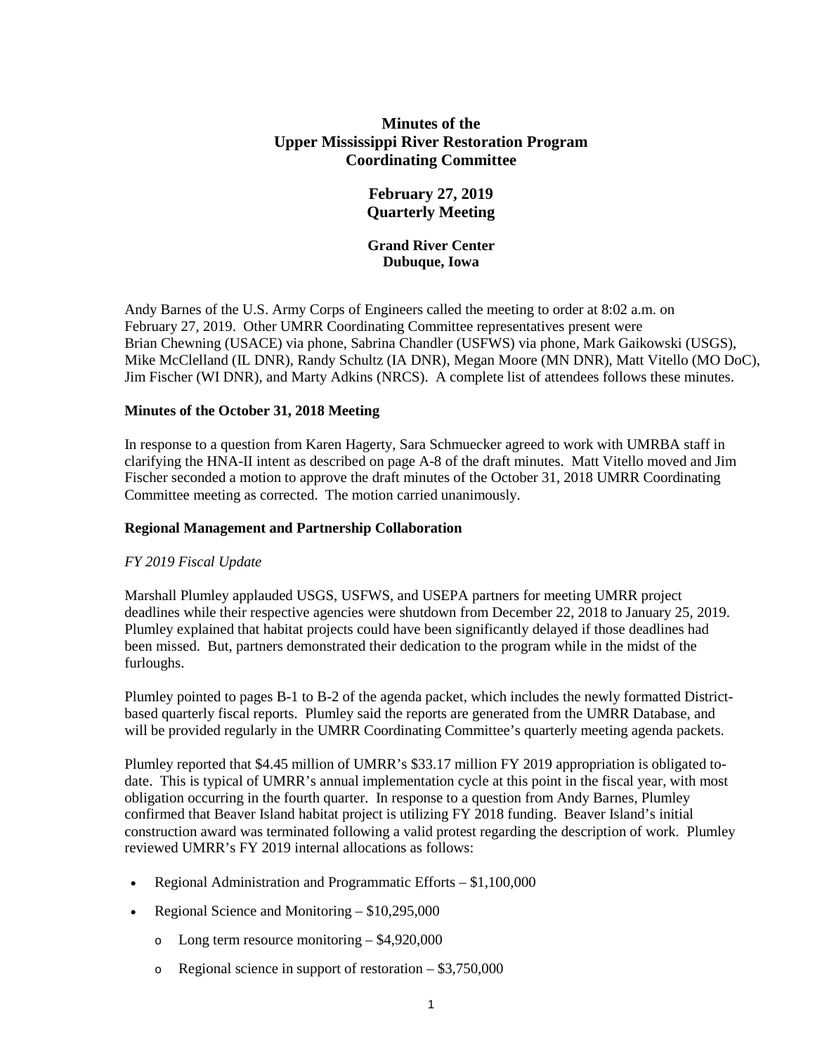# Minutes of the Upper Mississippi River Restoration Program Coordinating Committee

## February 27, 2019 Quarterly Meeting

### Grand River Center Dubuque, Iowa

Andy Barnes of the U.S. Army Corps of Engineers called the meeting to order at 8:02 a.m. on February 27, 2019. Other UMRR Coordinating Committee representatives present were Brian Chewning (USACE) via phone, Sabrina Chandler (USFWS) via phone, Mark Gaikowski (USGS), Mike McClelland (IL DNR), Randy Schultz (IA DNR), Megan Moore (MN DNR), Matt Vitello (MO DoC), Jim Fischer (WI DNR), and Marty Adkins (NRCS). A complete list of attendees follows these minutes.

**Minutes of the October 31, 2018 Meeting**

In response to a question from Karen Hagerty, Sara Schmuecker agreed to work with UMRBA staff in clarifying the HNA-II intent as described on page A-8 of the draft minutes. Matt Vitello moved and Jim Fischer seconded a motion to approve the draft minutes of the October 31, 2018 UMRR Coordinating Committee meeting as corrected. The motion carried unanimously.

**Regional Management and Partnership Collaboration**

*FY 2019 Fiscal Update*

Marshall Plumley applauded USGS, USFWS, and USEPA partners for meeting UMRR project deadlines while their respective agencies were shutdown from December 22, 2018 to January 25, 2019. Plumley explained that habitat projects could have been significantly delayed if those deadlines had been missed. But, partners demonstrated their dedication to the program while in the midst of the furloughs.

Plumley pointed to pages B-1 to B-2 of the agenda packet, which includes the newly formatted District-based quarterly fiscal reports. Plumley said the reports are generated from the UMRR Database, and will be provided regularly in the UMRR Coordinating Committee's quarterly meeting agenda packets.

Plumley reported that $4.45 million of UMRR's $33.17 million FY 2019 appropriation is obligated to-date. This is typical of UMRR's annual implementation cycle at this point in the fiscal year, with most obligation occurring in the fourth quarter. In response to a question from Andy Barnes, Plumley confirmed that Beaver Island habitat project is utilizing FY 2018 funding. Beaver Island's initial construction award was terminated following a valid protest regarding the description of work. Plumley reviewed UMRR's FY 2019 internal allocations as follows:

- Regional Administration and Programmatic Efforts – $1,100,000
- Regional Science and Monitoring – $10,295,000
  - Long term resource monitoring – $4,920,000
  - Regional science in support of restoration – $3,750,000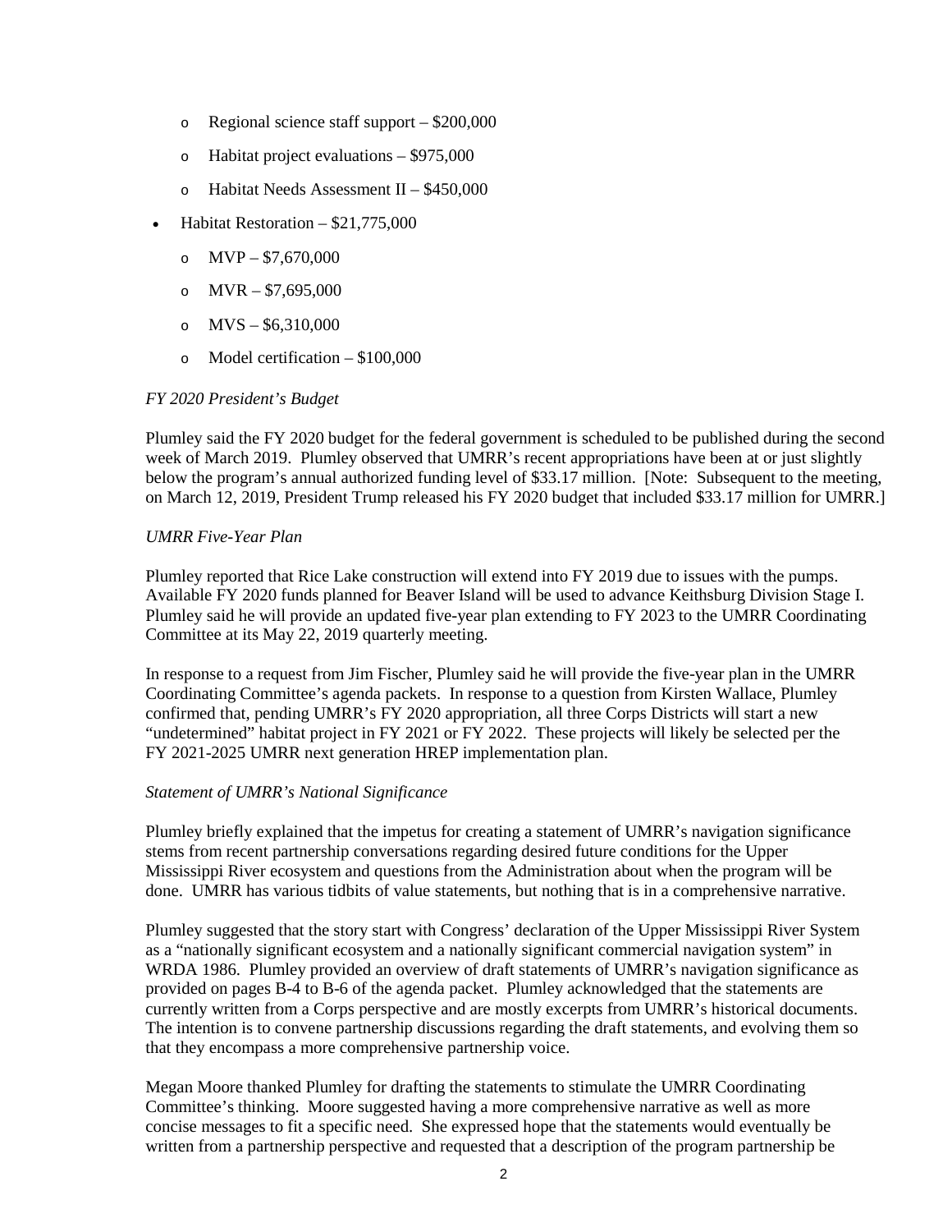- Regional science staff support – $200,000
  - Habitat project evaluations – $975,000
  - Habitat Needs Assessment II – $450,000
- Habitat Restoration – $21,775,000
  - MVP – $7,670,000
  - MVR – $7,695,000
  - MVS – $6,310,000
  - Model certification – $100,000

*FY 2020 President's Budget*

Plumley said the FY 2020 budget for the federal government is scheduled to be published during the second week of March 2019. Plumley observed that UMRR's recent appropriations have been at or just slightly below the program's annual authorized funding level of $33.17 million. [Note: Subsequent to the meeting, on March 12, 2019, President Trump released his FY 2020 budget that included $33.17 million for UMRR.]

*UMRR Five-Year Plan*

Plumley reported that Rice Lake construction will extend into FY 2019 due to issues with the pumps. Available FY 2020 funds planned for Beaver Island will be used to advance Keithsburg Division Stage I. Plumley said he will provide an updated five-year plan extending to FY 2023 to the UMRR Coordinating Committee at its May 22, 2019 quarterly meeting.

In response to a request from Jim Fischer, Plumley said he will provide the five-year plan in the UMRR Coordinating Committee's agenda packets. In response to a question from Kirsten Wallace, Plumley confirmed that, pending UMRR's FY 2020 appropriation, all three Corps Districts will start a new "undetermined" habitat project in FY 2021 or FY 2022. These projects will likely be selected per the FY 2021-2025 UMRR next generation HREP implementation plan.

*Statement of UMRR's National Significance*

Plumley briefly explained that the impetus for creating a statement of UMRR's navigation significance stems from recent partnership conversations regarding desired future conditions for the Upper Mississippi River ecosystem and questions from the Administration about when the program will be done. UMRR has various tidbits of value statements, but nothing that is in a comprehensive narrative.

Plumley suggested that the story start with Congress' declaration of the Upper Mississippi River System as a "nationally significant ecosystem and a nationally significant commercial navigation system" in WRDA 1986. Plumley provided an overview of draft statements of UMRR's navigation significance as provided on pages B-4 to B-6 of the agenda packet. Plumley acknowledged that the statements are currently written from a Corps perspective and are mostly excerpts from UMRR's historical documents. The intention is to convene partnership discussions regarding the draft statements, and evolving them so that they encompass a more comprehensive partnership voice.

Megan Moore thanked Plumley for drafting the statements to stimulate the UMRR Coordinating Committee's thinking. Moore suggested having a more comprehensive narrative as well as more concise messages to fit a specific need. She expressed hope that the statements would eventually be written from a partnership perspective and requested that a description of the program partnership be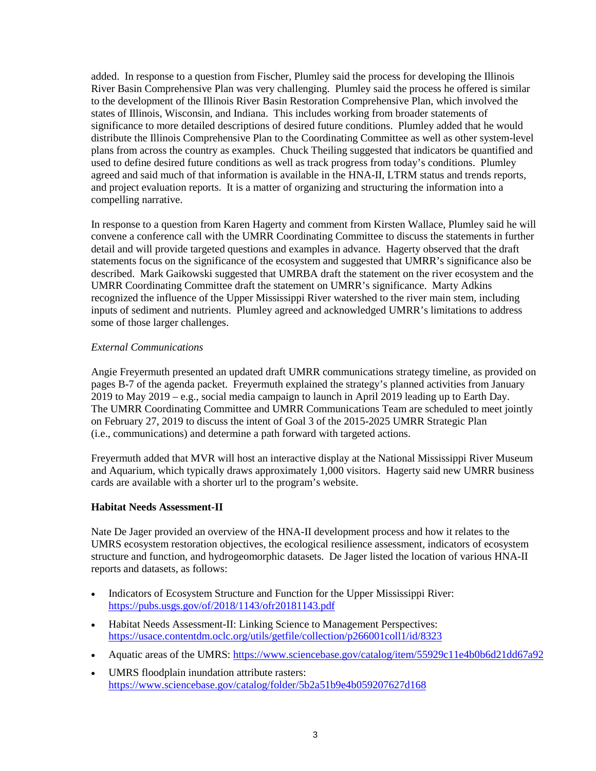added. In response to a question from Fischer, Plumley said the process for developing the Illinois River Basin Comprehensive Plan was very challenging. Plumley said the process he offered is similar to the development of the Illinois River Basin Restoration Comprehensive Plan, which involved the states of Illinois, Wisconsin, and Indiana. This includes working from broader statements of significance to more detailed descriptions of desired future conditions. Plumley added that he would distribute the Illinois Comprehensive Plan to the Coordinating Committee as well as other system-level plans from across the country as examples. Chuck Theiling suggested that indicators be quantified and used to define desired future conditions as well as track progress from today's conditions. Plumley agreed and said much of that information is available in the HNA-II, LTRM status and trends reports, and project evaluation reports. It is a matter of organizing and structuring the information into a compelling narrative.

In response to a question from Karen Hagerty and comment from Kirsten Wallace, Plumley said he will convene a conference call with the UMRR Coordinating Committee to discuss the statements in further detail and will provide targeted questions and examples in advance. Hagerty observed that the draft statements focus on the significance of the ecosystem and suggested that UMRR's significance also be described. Mark Gaikowski suggested that UMRBA draft the statement on the river ecosystem and the UMRR Coordinating Committee draft the statement on UMRR's significance. Marty Adkins recognized the influence of the Upper Mississippi River watershed to the river main stem, including inputs of sediment and nutrients. Plumley agreed and acknowledged UMRR's limitations to address some of those larger challenges.

*External Communications*

Angie Freyermuth presented an updated draft UMRR communications strategy timeline, as provided on pages B-7 of the agenda packet. Freyermuth explained the strategy's planned activities from January 2019 to May 2019 – e.g., social media campaign to launch in April 2019 leading up to Earth Day. The UMRR Coordinating Committee and UMRR Communications Team are scheduled to meet jointly on February 27, 2019 to discuss the intent of Goal 3 of the 2015-2025 UMRR Strategic Plan (i.e., communications) and determine a path forward with targeted actions.

Freyermuth added that MVR will host an interactive display at the National Mississippi River Museum and Aquarium, which typically draws approximately 1,000 visitors. Hagerty said new UMRR business cards are available with a shorter url to the program's website.

**Habitat Needs Assessment-II**

Nate De Jager provided an overview of the HNA-II development process and how it relates to the UMRS ecosystem restoration objectives, the ecological resilience assessment, indicators of ecosystem structure and function, and hydrogeomorphic datasets. De Jager listed the location of various HNA-II reports and datasets, as follows:

- Indicators of Ecosystem Structure and Function for the Upper Mississippi River: https://pubs.usgs.gov/of/2018/1143/ofr20181143.pdf
- Habitat Needs Assessment-II: Linking Science to Management Perspectives: https://usace.contentdm.oclc.org/utils/getfile/collection/p266001coll1/id/8323
- Aquatic areas of the UMRS: https://www.sciencebase.gov/catalog/item/55929c11e4b0b6d21dd67a92
- UMRS floodplain inundation attribute rasters: https://www.sciencebase.gov/catalog/folder/5b2a51b9e4b059207627d168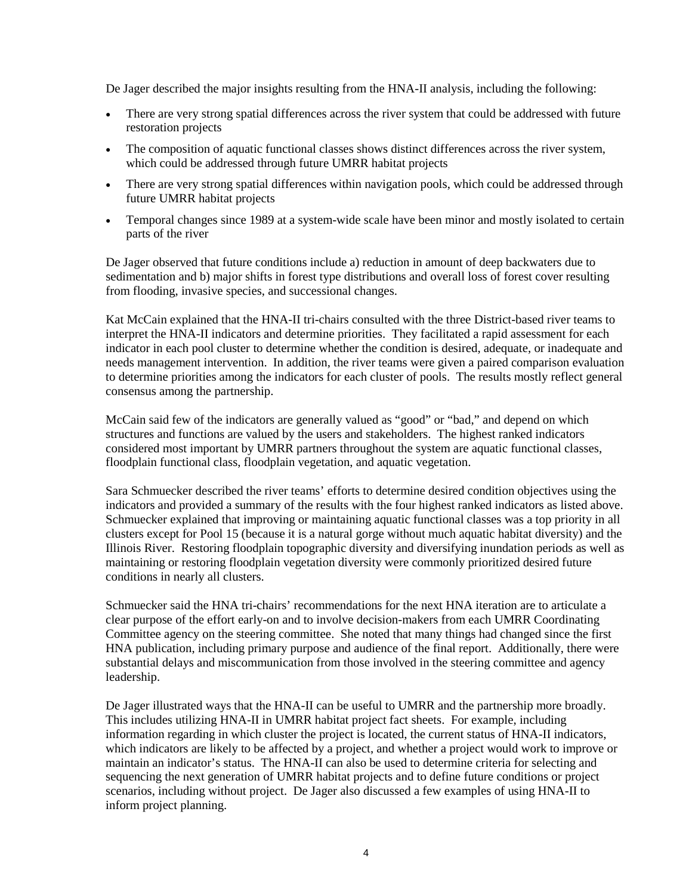De Jager described the major insights resulting from the HNA-II analysis, including the following:

- There are very strong spatial differences across the river system that could be addressed with future restoration projects
- The composition of aquatic functional classes shows distinct differences across the river system, which could be addressed through future UMRR habitat projects
- There are very strong spatial differences within navigation pools, which could be addressed through future UMRR habitat projects
- Temporal changes since 1989 at a system-wide scale have been minor and mostly isolated to certain parts of the river

De Jager observed that future conditions include a) reduction in amount of deep backwaters due to sedimentation and b) major shifts in forest type distributions and overall loss of forest cover resulting from flooding, invasive species, and successional changes.

Kat McCain explained that the HNA-II tri-chairs consulted with the three District-based river teams to interpret the HNA-II indicators and determine priorities. They facilitated a rapid assessment for each indicator in each pool cluster to determine whether the condition is desired, adequate, or inadequate and needs management intervention. In addition, the river teams were given a paired comparison evaluation to determine priorities among the indicators for each cluster of pools. The results mostly reflect general consensus among the partnership.

McCain said few of the indicators are generally valued as "good" or "bad," and depend on which structures and functions are valued by the users and stakeholders. The highest ranked indicators considered most important by UMRR partners throughout the system are aquatic functional classes, floodplain functional class, floodplain vegetation, and aquatic vegetation.

Sara Schmuecker described the river teams' efforts to determine desired condition objectives using the indicators and provided a summary of the results with the four highest ranked indicators as listed above. Schmuecker explained that improving or maintaining aquatic functional classes was a top priority in all clusters except for Pool 15 (because it is a natural gorge without much aquatic habitat diversity) and the Illinois River. Restoring floodplain topographic diversity and diversifying inundation periods as well as maintaining or restoring floodplain vegetation diversity were commonly prioritized desired future conditions in nearly all clusters.

Schmuecker said the HNA tri-chairs' recommendations for the next HNA iteration are to articulate a clear purpose of the effort early-on and to involve decision-makers from each UMRR Coordinating Committee agency on the steering committee. She noted that many things had changed since the first HNA publication, including primary purpose and audience of the final report. Additionally, there were substantial delays and miscommunication from those involved in the steering committee and agency leadership.

De Jager illustrated ways that the HNA-II can be useful to UMRR and the partnership more broadly. This includes utilizing HNA-II in UMRR habitat project fact sheets. For example, including information regarding in which cluster the project is located, the current status of HNA-II indicators, which indicators are likely to be affected by a project, and whether a project would work to improve or maintain an indicator's status. The HNA-II can also be used to determine criteria for selecting and sequencing the next generation of UMRR habitat projects and to define future conditions or project scenarios, including without project. De Jager also discussed a few examples of using HNA-II to inform project planning.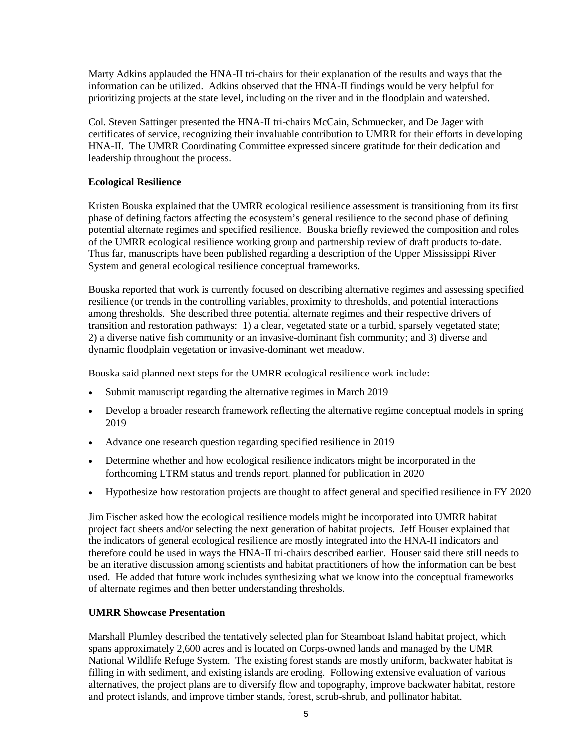Marty Adkins applauded the HNA-II tri-chairs for their explanation of the results and ways that the information can be utilized. Adkins observed that the HNA-II findings would be very helpful for prioritizing projects at the state level, including on the river and in the floodplain and watershed.

Col. Steven Sattinger presented the HNA-II tri-chairs McCain, Schmuecker, and De Jager with certificates of service, recognizing their invaluable contribution to UMRR for their efforts in developing HNA-II. The UMRR Coordinating Committee expressed sincere gratitude for their dedication and leadership throughout the process.

**Ecological Resilience**

Kristen Bouska explained that the UMRR ecological resilience assessment is transitioning from its first phase of defining factors affecting the ecosystem's general resilience to the second phase of defining potential alternate regimes and specified resilience. Bouska briefly reviewed the composition and roles of the UMRR ecological resilience working group and partnership review of draft products to-date. Thus far, manuscripts have been published regarding a description of the Upper Mississippi River System and general ecological resilience conceptual frameworks.

Bouska reported that work is currently focused on describing alternative regimes and assessing specified resilience (or trends in the controlling variables, proximity to thresholds, and potential interactions among thresholds. She described three potential alternate regimes and their respective drivers of transition and restoration pathways: 1) a clear, vegetated state or a turbid, sparsely vegetated state; 2) a diverse native fish community or an invasive-dominant fish community; and 3) diverse and dynamic floodplain vegetation or invasive-dominant wet meadow.

Bouska said planned next steps for the UMRR ecological resilience work include:

- Submit manuscript regarding the alternative regimes in March 2019
- Develop a broader research framework reflecting the alternative regime conceptual models in spring 2019
- Advance one research question regarding specified resilience in 2019
- Determine whether and how ecological resilience indicators might be incorporated in the forthcoming LTRM status and trends report, planned for publication in 2020
- Hypothesize how restoration projects are thought to affect general and specified resilience in FY 2020

Jim Fischer asked how the ecological resilience models might be incorporated into UMRR habitat project fact sheets and/or selecting the next generation of habitat projects. Jeff Houser explained that the indicators of general ecological resilience are mostly integrated into the HNA-II indicators and therefore could be used in ways the HNA-II tri-chairs described earlier. Houser said there still needs to be an iterative discussion among scientists and habitat practitioners of how the information can be best used. He added that future work includes synthesizing what we know into the conceptual frameworks of alternate regimes and then better understanding thresholds.

**UMRR Showcase Presentation**

Marshall Plumley described the tentatively selected plan for Steamboat Island habitat project, which spans approximately 2,600 acres and is located on Corps-owned lands and managed by the UMR National Wildlife Refuge System. The existing forest stands are mostly uniform, backwater habitat is filling in with sediment, and existing islands are eroding. Following extensive evaluation of various alternatives, the project plans are to diversify flow and topography, improve backwater habitat, restore and protect islands, and improve timber stands, forest, scrub-shrub, and pollinator habitat.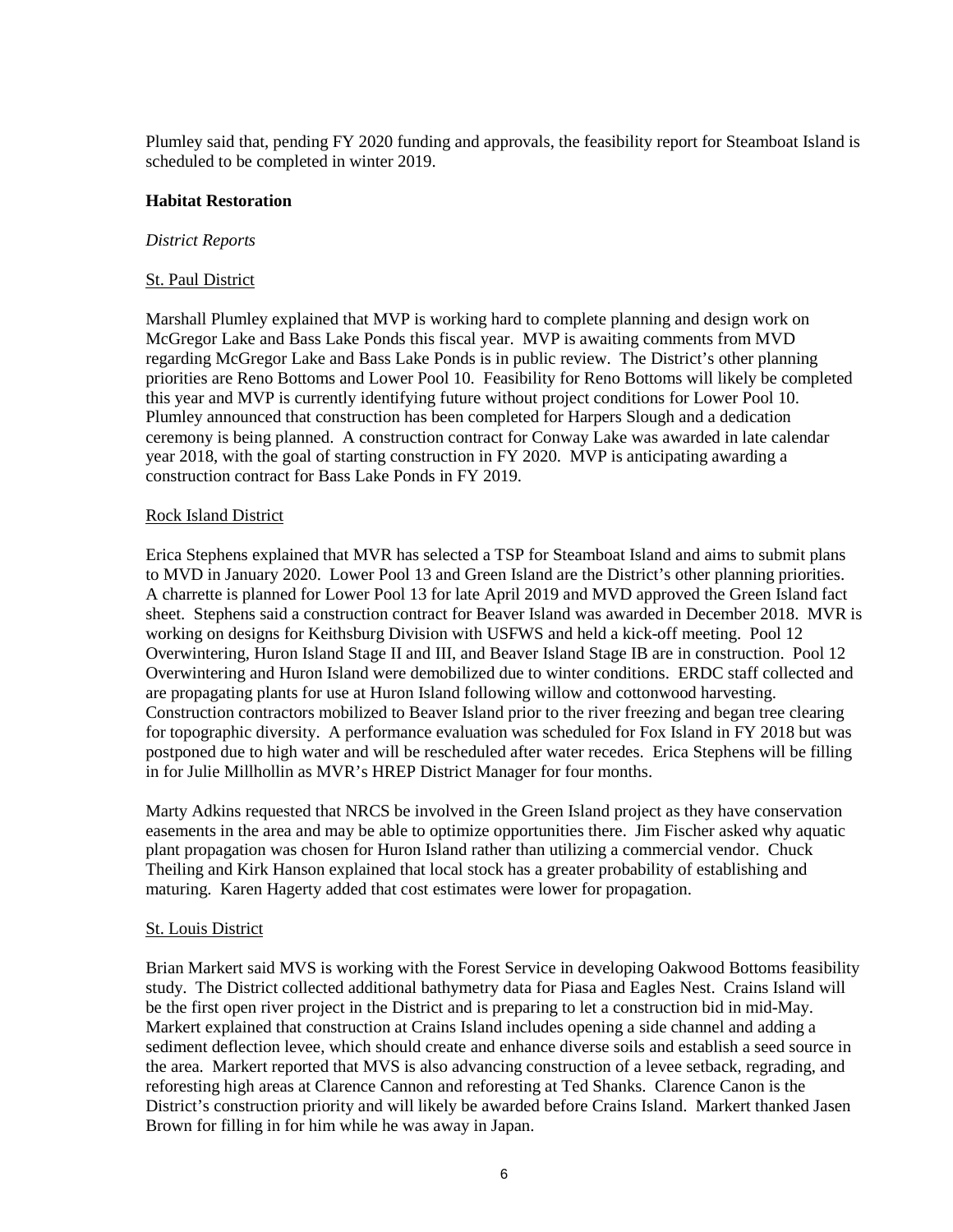Plumley said that, pending FY 2020 funding and approvals, the feasibility report for Steamboat Island is scheduled to be completed in winter 2019.

**Habitat Restoration**

*District Reports*

St. Paul District

Marshall Plumley explained that MVP is working hard to complete planning and design work on McGregor Lake and Bass Lake Ponds this fiscal year. MVP is awaiting comments from MVD regarding McGregor Lake and Bass Lake Ponds is in public review. The District's other planning priorities are Reno Bottoms and Lower Pool 10. Feasibility for Reno Bottoms will likely be completed this year and MVP is currently identifying future without project conditions for Lower Pool 10. Plumley announced that construction has been completed for Harpers Slough and a dedication ceremony is being planned. A construction contract for Conway Lake was awarded in late calendar year 2018, with the goal of starting construction in FY 2020. MVP is anticipating awarding a construction contract for Bass Lake Ponds in FY 2019.

Rock Island District

Erica Stephens explained that MVR has selected a TSP for Steamboat Island and aims to submit plans to MVD in January 2020. Lower Pool 13 and Green Island are the District's other planning priorities. A charrette is planned for Lower Pool 13 for late April 2019 and MVD approved the Green Island fact sheet. Stephens said a construction contract for Beaver Island was awarded in December 2018. MVR is working on designs for Keithsburg Division with USFWS and held a kick-off meeting. Pool 12 Overwintering, Huron Island Stage II and III, and Beaver Island Stage IB are in construction. Pool 12 Overwintering and Huron Island were demobilized due to winter conditions. ERDC staff collected and are propagating plants for use at Huron Island following willow and cottonwood harvesting. Construction contractors mobilized to Beaver Island prior to the river freezing and began tree clearing for topographic diversity. A performance evaluation was scheduled for Fox Island in FY 2018 but was postponed due to high water and will be rescheduled after water recedes. Erica Stephens will be filling in for Julie Millhollin as MVR's HREP District Manager for four months.

Marty Adkins requested that NRCS be involved in the Green Island project as they have conservation easements in the area and may be able to optimize opportunities there. Jim Fischer asked why aquatic plant propagation was chosen for Huron Island rather than utilizing a commercial vendor. Chuck Theiling and Kirk Hanson explained that local stock has a greater probability of establishing and maturing. Karen Hagerty added that cost estimates were lower for propagation.

St. Louis District

Brian Markert said MVS is working with the Forest Service in developing Oakwood Bottoms feasibility study. The District collected additional bathymetry data for Piasa and Eagles Nest. Crains Island will be the first open river project in the District and is preparing to let a construction bid in mid-May. Markert explained that construction at Crains Island includes opening a side channel and adding a sediment deflection levee, which should create and enhance diverse soils and establish a seed source in the area. Markert reported that MVS is also advancing construction of a levee setback, regrading, and reforesting high areas at Clarence Cannon and reforesting at Ted Shanks. Clarence Canon is the District's construction priority and will likely be awarded before Crains Island. Markert thanked Jasen Brown for filling in for him while he was away in Japan.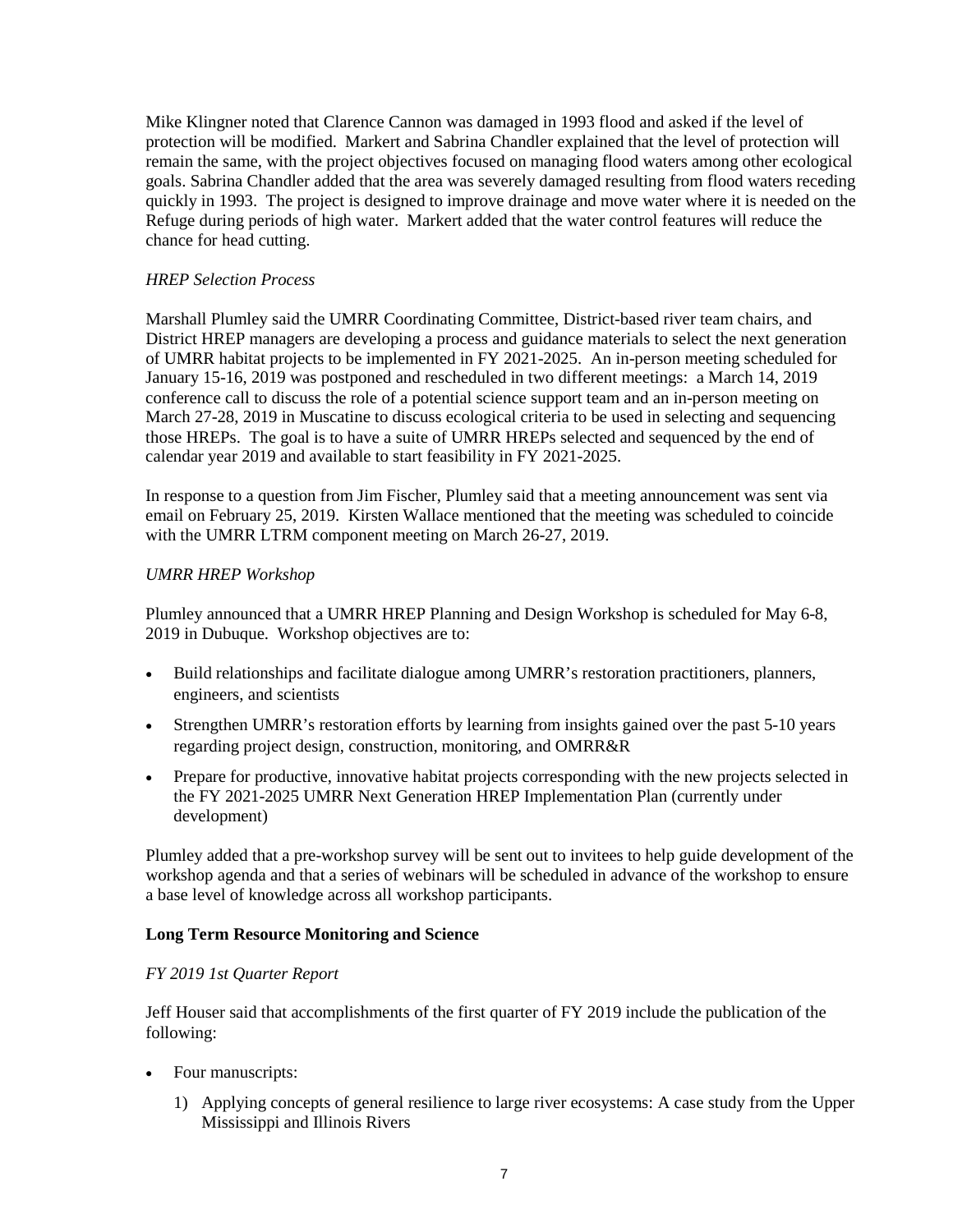Mike Klingner noted that Clarence Cannon was damaged in 1993 flood and asked if the level of protection will be modified. Markert and Sabrina Chandler explained that the level of protection will remain the same, with the project objectives focused on managing flood waters among other ecological goals. Sabrina Chandler added that the area was severely damaged resulting from flood waters receding quickly in 1993. The project is designed to improve drainage and move water where it is needed on the Refuge during periods of high water. Markert added that the water control features will reduce the chance for head cutting.

*HREP Selection Process*

Marshall Plumley said the UMRR Coordinating Committee, District-based river team chairs, and District HREP managers are developing a process and guidance materials to select the next generation of UMRR habitat projects to be implemented in FY 2021-2025. An in-person meeting scheduled for January 15-16, 2019 was postponed and rescheduled in two different meetings: a March 14, 2019 conference call to discuss the role of a potential science support team and an in-person meeting on March 27-28, 2019 in Muscatine to discuss ecological criteria to be used in selecting and sequencing those HREPs. The goal is to have a suite of UMRR HREPs selected and sequenced by the end of calendar year 2019 and available to start feasibility in FY 2021-2025.

In response to a question from Jim Fischer, Plumley said that a meeting announcement was sent via email on February 25, 2019. Kirsten Wallace mentioned that the meeting was scheduled to coincide with the UMRR LTRM component meeting on March 26-27, 2019.

*UMRR HREP Workshop*

Plumley announced that a UMRR HREP Planning and Design Workshop is scheduled for May 6-8, 2019 in Dubuque. Workshop objectives are to:

- Build relationships and facilitate dialogue among UMRR's restoration practitioners, planners, engineers, and scientists
- Strengthen UMRR's restoration efforts by learning from insights gained over the past 5-10 years regarding project design, construction, monitoring, and OMRR&R
- Prepare for productive, innovative habitat projects corresponding with the new projects selected in the FY 2021-2025 UMRR Next Generation HREP Implementation Plan (currently under development)

Plumley added that a pre-workshop survey will be sent out to invitees to help guide development of the workshop agenda and that a series of webinars will be scheduled in advance of the workshop to ensure a base level of knowledge across all workshop participants.

**Long Term Resource Monitoring and Science**

*FY 2019 1st Quarter Report*

Jeff Houser said that accomplishments of the first quarter of FY 2019 include the publication of the following:

- Four manuscripts:
    1) Applying concepts of general resilience to large river ecosystems: A case study from the Upper Mississippi and Illinois Rivers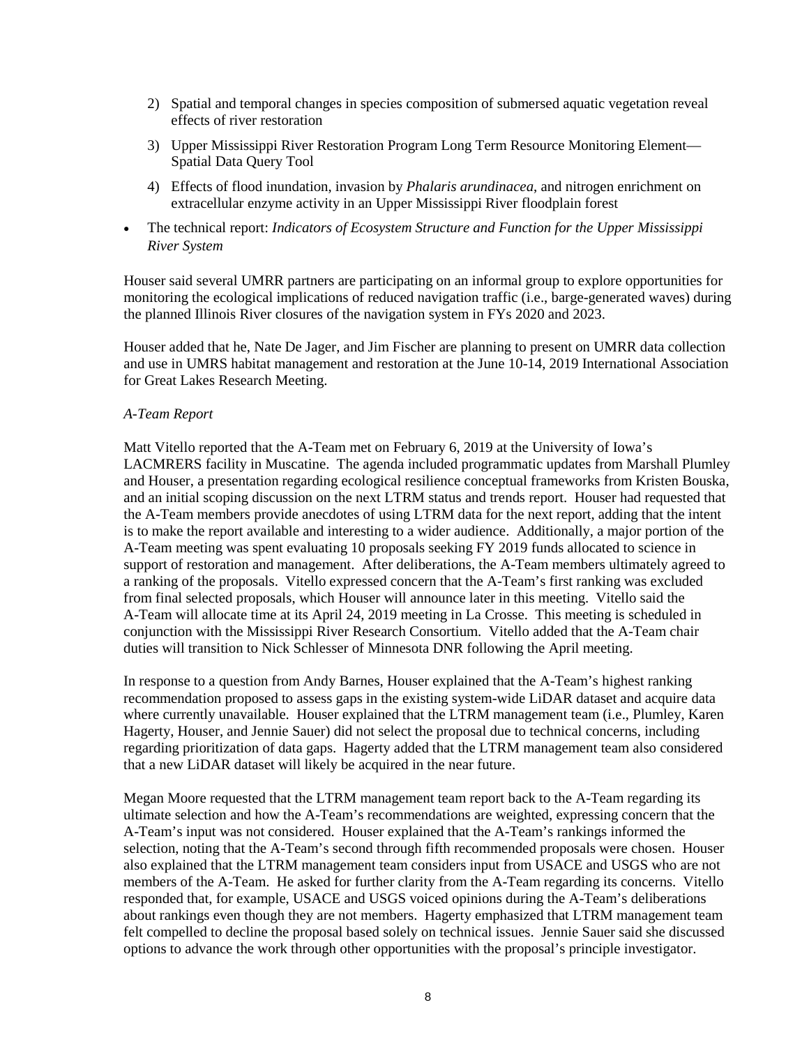2) Spatial and temporal changes in species composition of submersed aquatic vegetation reveal effects of river restoration
3) Upper Mississippi River Restoration Program Long Term Resource Monitoring Element—Spatial Data Query Tool
4) Effects of flood inundation, invasion by *Phalaris arundinacea*, and nitrogen enrichment on extracellular enzyme activity in an Upper Mississippi River floodplain forest

- The technical report: *Indicators of Ecosystem Structure and Function for the Upper Mississippi River System*

Houser said several UMRR partners are participating on an informal group to explore opportunities for monitoring the ecological implications of reduced navigation traffic (i.e., barge-generated waves) during the planned Illinois River closures of the navigation system in FYs 2020 and 2023.

Houser added that he, Nate De Jager, and Jim Fischer are planning to present on UMRR data collection and use in UMRS habitat management and restoration at the June 10-14, 2019 International Association for Great Lakes Research Meeting.

*A-Team Report*

Matt Vitello reported that the A-Team met on February 6, 2019 at the University of Iowa's LACMRERS facility in Muscatine. The agenda included programmatic updates from Marshall Plumley and Houser, a presentation regarding ecological resilience conceptual frameworks from Kristen Bouska, and an initial scoping discussion on the next LTRM status and trends report. Houser had requested that the A-Team members provide anecdotes of using LTRM data for the next report, adding that the intent is to make the report available and interesting to a wider audience. Additionally, a major portion of the A-Team meeting was spent evaluating 10 proposals seeking FY 2019 funds allocated to science in support of restoration and management. After deliberations, the A-Team members ultimately agreed to a ranking of the proposals. Vitello expressed concern that the A-Team's first ranking was excluded from final selected proposals, which Houser will announce later in this meeting. Vitello said the A-Team will allocate time at its April 24, 2019 meeting in La Crosse. This meeting is scheduled in conjunction with the Mississippi River Research Consortium. Vitello added that the A-Team chair duties will transition to Nick Schlesser of Minnesota DNR following the April meeting.

In response to a question from Andy Barnes, Houser explained that the A-Team's highest ranking recommendation proposed to assess gaps in the existing system-wide LiDAR dataset and acquire data where currently unavailable. Houser explained that the LTRM management team (i.e., Plumley, Karen Hagerty, Houser, and Jennie Sauer) did not select the proposal due to technical concerns, including regarding prioritization of data gaps. Hagerty added that the LTRM management team also considered that a new LiDAR dataset will likely be acquired in the near future.

Megan Moore requested that the LTRM management team report back to the A-Team regarding its ultimate selection and how the A-Team's recommendations are weighted, expressing concern that the A-Team's input was not considered. Houser explained that the A-Team's rankings informed the selection, noting that the A-Team's second through fifth recommended proposals were chosen. Houser also explained that the LTRM management team considers input from USACE and USGS who are not members of the A-Team. He asked for further clarity from the A-Team regarding its concerns. Vitello responded that, for example, USACE and USGS voiced opinions during the A-Team's deliberations about rankings even though they are not members. Hagerty emphasized that LTRM management team felt compelled to decline the proposal based solely on technical issues. Jennie Sauer said she discussed options to advance the work through other opportunities with the proposal's principle investigator.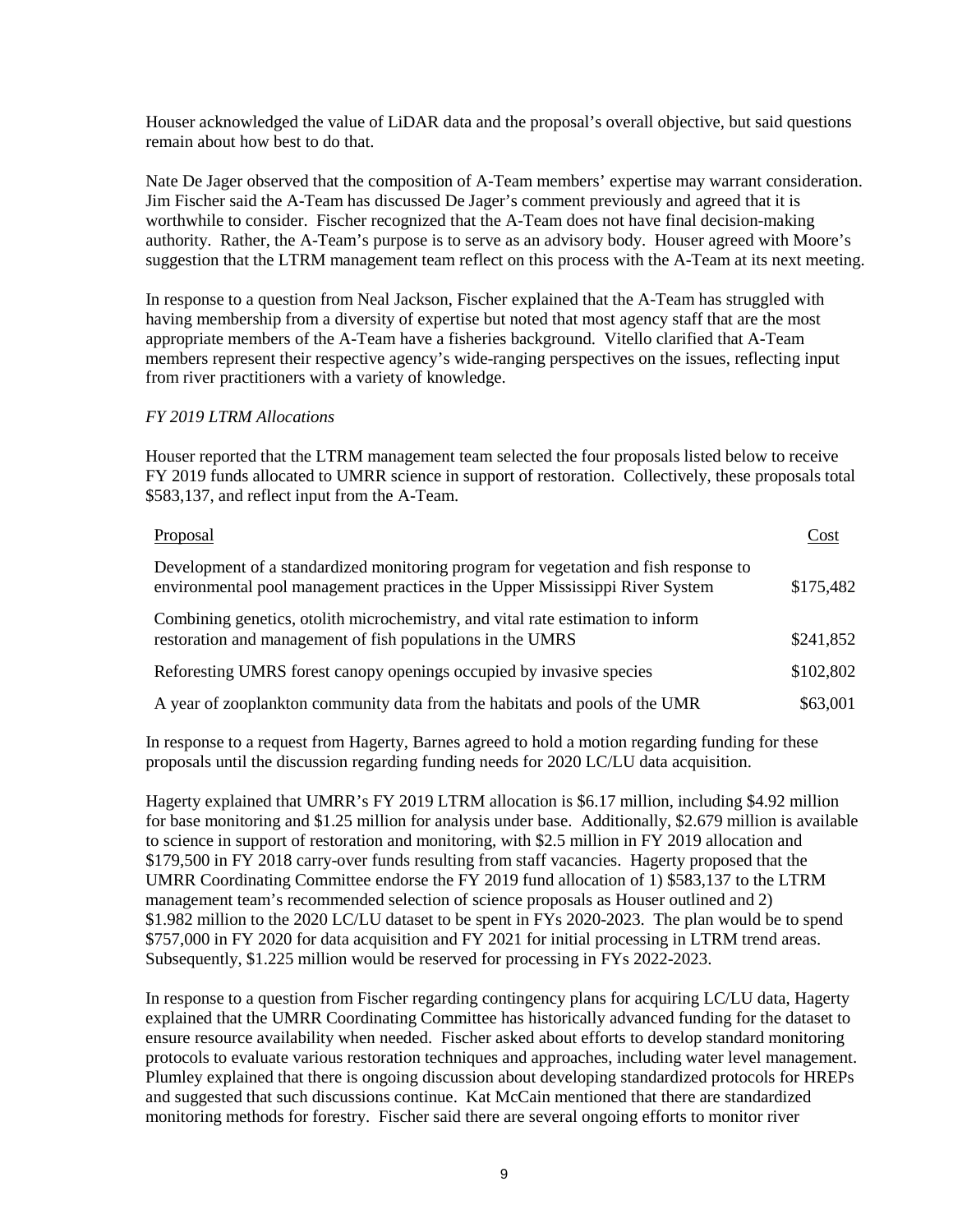Houser acknowledged the value of LiDAR data and the proposal's overall objective, but said questions remain about how best to do that.

Nate De Jager observed that the composition of A-Team members' expertise may warrant consideration. Jim Fischer said the A-Team has discussed De Jager's comment previously and agreed that it is worthwhile to consider. Fischer recognized that the A-Team does not have final decision-making authority. Rather, the A-Team's purpose is to serve as an advisory body. Houser agreed with Moore's suggestion that the LTRM management team reflect on this process with the A-Team at its next meeting.

In response to a question from Neal Jackson, Fischer explained that the A-Team has struggled with having membership from a diversity of expertise but noted that most agency staff that are the most appropriate members of the A-Team have a fisheries background. Vitello clarified that A-Team members represent their respective agency's wide-ranging perspectives on the issues, reflecting input from river practitioners with a variety of knowledge.

*FY 2019 LTRM Allocations*

Houser reported that the LTRM management team selected the four proposals listed below to receive FY 2019 funds allocated to UMRR science in support of restoration. Collectively, these proposals total $583,137, and reflect input from the A-Team.

| Proposal | Cost |
| --- | --- |
| Development of a standardized monitoring program for vegetation and fish response to environmental pool management practices in the Upper Mississippi River System | $175,482 |
| Combining genetics, otolith microchemistry, and vital rate estimation to inform restoration and management of fish populations in the UMRS | $241,852 |
| Reforesting UMRS forest canopy openings occupied by invasive species | $102,802 |
| A year of zooplankton community data from the habitats and pools of the UMR | $63,001 |

In response to a request from Hagerty, Barnes agreed to hold a motion regarding funding for these proposals until the discussion regarding funding needs for 2020 LC/LU data acquisition.

Hagerty explained that UMRR's FY 2019 LTRM allocation is $6.17 million, including $4.92 million for base monitoring and $1.25 million for analysis under base. Additionally, $2.679 million is available to science in support of restoration and monitoring, with $2.5 million in FY 2019 allocation and $179,500 in FY 2018 carry-over funds resulting from staff vacancies. Hagerty proposed that the UMRR Coordinating Committee endorse the FY 2019 fund allocation of 1) $583,137 to the LTRM management team's recommended selection of science proposals as Houser outlined and 2) $1.982 million to the 2020 LC/LU dataset to be spent in FYs 2020-2023. The plan would be to spend $757,000 in FY 2020 for data acquisition and FY 2021 for initial processing in LTRM trend areas. Subsequently, $1.225 million would be reserved for processing in FYs 2022-2023.

In response to a question from Fischer regarding contingency plans for acquiring LC/LU data, Hagerty explained that the UMRR Coordinating Committee has historically advanced funding for the dataset to ensure resource availability when needed. Fischer asked about efforts to develop standard monitoring protocols to evaluate various restoration techniques and approaches, including water level management. Plumley explained that there is ongoing discussion about developing standardized protocols for HREPs and suggested that such discussions continue. Kat McCain mentioned that there are standardized monitoring methods for forestry. Fischer said there are several ongoing efforts to monitor river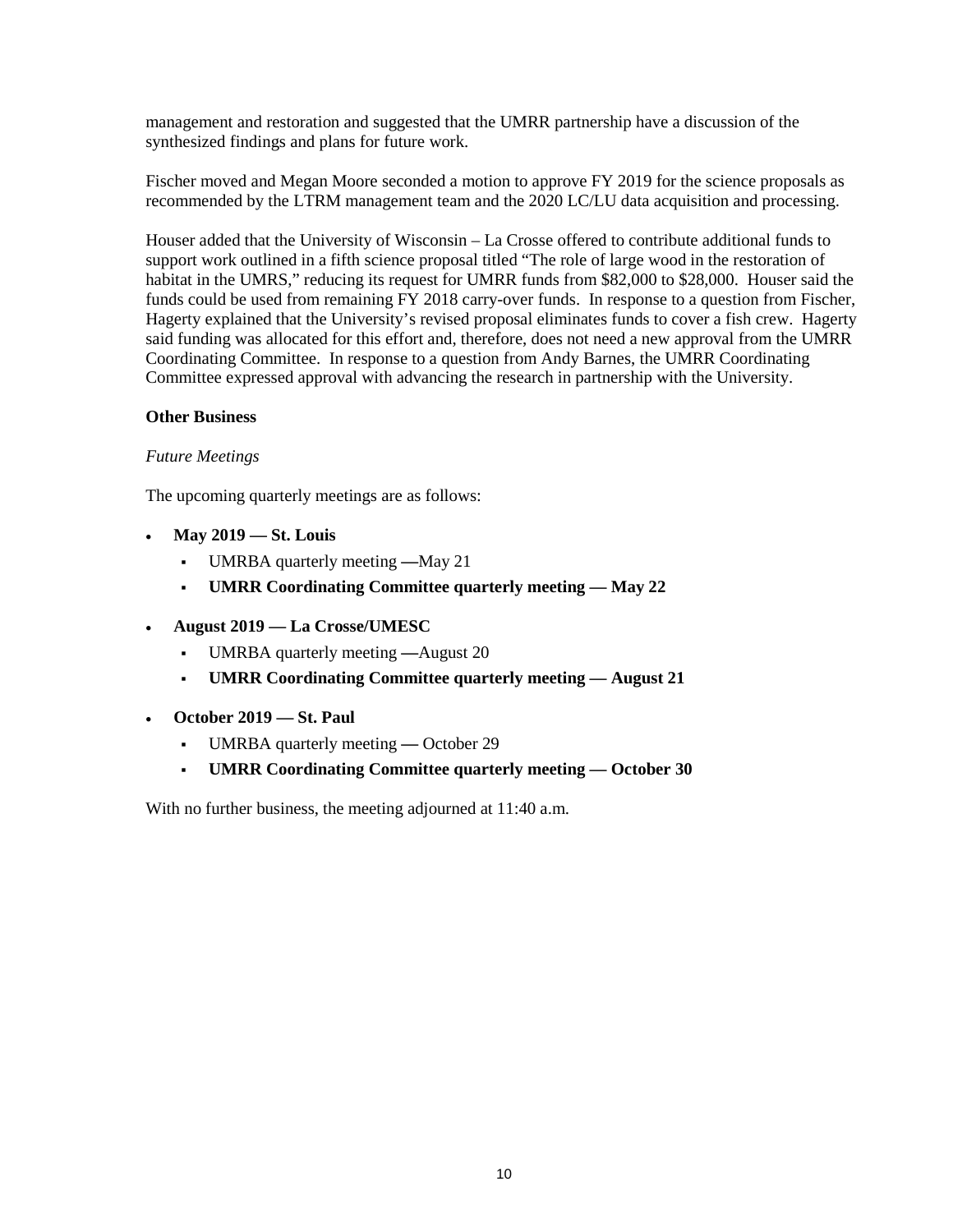management and restoration and suggested that the UMRR partnership have a discussion of the synthesized findings and plans for future work.

Fischer moved and Megan Moore seconded a motion to approve FY 2019 for the science proposals as recommended by the LTRM management team and the 2020 LC/LU data acquisition and processing.

Houser added that the University of Wisconsin – La Crosse offered to contribute additional funds to support work outlined in a fifth science proposal titled "The role of large wood in the restoration of habitat in the UMRS," reducing its request for UMRR funds from $82,000 to $28,000. Houser said the funds could be used from remaining FY 2018 carry-over funds. In response to a question from Fischer, Hagerty explained that the University's revised proposal eliminates funds to cover a fish crew. Hagerty said funding was allocated for this effort and, therefore, does not need a new approval from the UMRR Coordinating Committee. In response to a question from Andy Barnes, the UMRR Coordinating Committee expressed approval with advancing the research in partnership with the University.

**Other Business**

*Future Meetings*

The upcoming quarterly meetings are as follows:

- **May 2019 — St. Louis**
  - UMRBA quarterly meeting —May 21
  - **UMRR Coordinating Committee quarterly meeting — May 22**
- **August 2019 — La Crosse/UMESC**
  - UMRBA quarterly meeting —August 20
  - **UMRR Coordinating Committee quarterly meeting — August 21**
- **October 2019 — St. Paul**
  - UMRBA quarterly meeting — October 29
  - **UMRR Coordinating Committee quarterly meeting — October 30**

With no further business, the meeting adjourned at 11:40 a.m.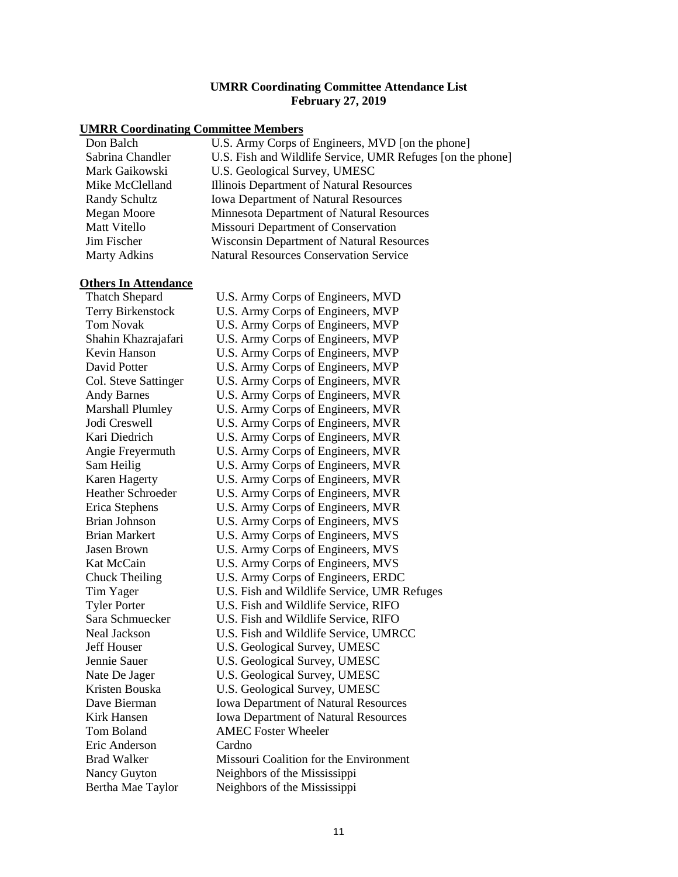**UMRR Coordinating Committee Attendance List**
**February 27, 2019**

**UMRR Coordinating Committee Members**

| | |
|---|---|
| Don Balch | U.S. Army Corps of Engineers, MVD [on the phone] |
| Sabrina Chandler | U.S. Fish and Wildlife Service, UMR Refuges [on the phone] |
| Mark Gaikowski | U.S. Geological Survey, UMESC |
| Mike McClelland | Illinois Department of Natural Resources |
| Randy Schultz | Iowa Department of Natural Resources |
| Megan Moore | Minnesota Department of Natural Resources |
| Matt Vitello | Missouri Department of Conservation |
| Jim Fischer | Wisconsin Department of Natural Resources |
| Marty Adkins | Natural Resources Conservation Service |

**Others In Attendance**

| | |
|---|---|
| Thatch Shepard | U.S. Army Corps of Engineers, MVD |
| Terry Birkenstock | U.S. Army Corps of Engineers, MVP |
| Tom Novak | U.S. Army Corps of Engineers, MVP |
| Shahin Khazrajafari | U.S. Army Corps of Engineers, MVP |
| Kevin Hanson | U.S. Army Corps of Engineers, MVP |
| David Potter | U.S. Army Corps of Engineers, MVP |
| Col. Steve Sattinger | U.S. Army Corps of Engineers, MVR |
| Andy Barnes | U.S. Army Corps of Engineers, MVR |
| Marshall Plumley | U.S. Army Corps of Engineers, MVR |
| Jodi Creswell | U.S. Army Corps of Engineers, MVR |
| Kari Diedrich | U.S. Army Corps of Engineers, MVR |
| Angie Freyermuth | U.S. Army Corps of Engineers, MVR |
| Sam Heilig | U.S. Army Corps of Engineers, MVR |
| Karen Hagerty | U.S. Army Corps of Engineers, MVR |
| Heather Schroeder | U.S. Army Corps of Engineers, MVR |
| Erica Stephens | U.S. Army Corps of Engineers, MVR |
| Brian Johnson | U.S. Army Corps of Engineers, MVS |
| Brian Markert | U.S. Army Corps of Engineers, MVS |
| Jasen Brown | U.S. Army Corps of Engineers, MVS |
| Kat McCain | U.S. Army Corps of Engineers, MVS |
| Chuck Theiling | U.S. Army Corps of Engineers, ERDC |
| Tim Yager | U.S. Fish and Wildlife Service, UMR Refuges |
| Tyler Porter | U.S. Fish and Wildlife Service, RIFO |
| Sara Schmuecker | U.S. Fish and Wildlife Service, RIFO |
| Neal Jackson | U.S. Fish and Wildlife Service, UMRCC |
| Jeff Houser | U.S. Geological Survey, UMESC |
| Jennie Sauer | U.S. Geological Survey, UMESC |
| Nate De Jager | U.S. Geological Survey, UMESC |
| Kristen Bouska | U.S. Geological Survey, UMESC |
| Dave Bierman | Iowa Department of Natural Resources |
| Kirk Hansen | Iowa Department of Natural Resources |
| Tom Boland | AMEC Foster Wheeler |
| Eric Anderson | Cardno |
| Brad Walker | Missouri Coalition for the Environment |
| Nancy Guyton | Neighbors of the Mississippi |
| Bertha Mae Taylor | Neighbors of the Mississippi |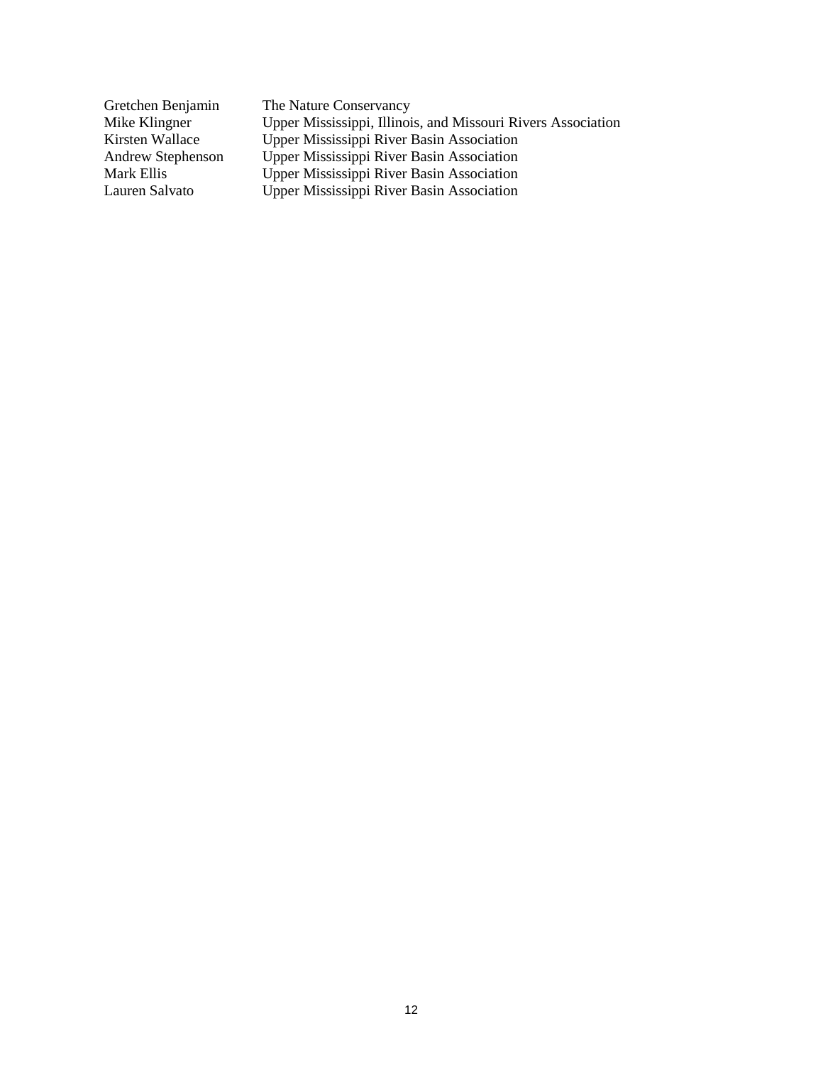| | |
|---|---|
| Gretchen Benjamin | The Nature Conservancy |
| Mike Klingner | Upper Mississippi, Illinois, and Missouri Rivers Association |
| Kirsten Wallace | Upper Mississippi River Basin Association |
| Andrew Stephenson | Upper Mississippi River Basin Association |
| Mark Ellis | Upper Mississippi River Basin Association |
| Lauren Salvato | Upper Mississippi River Basin Association |